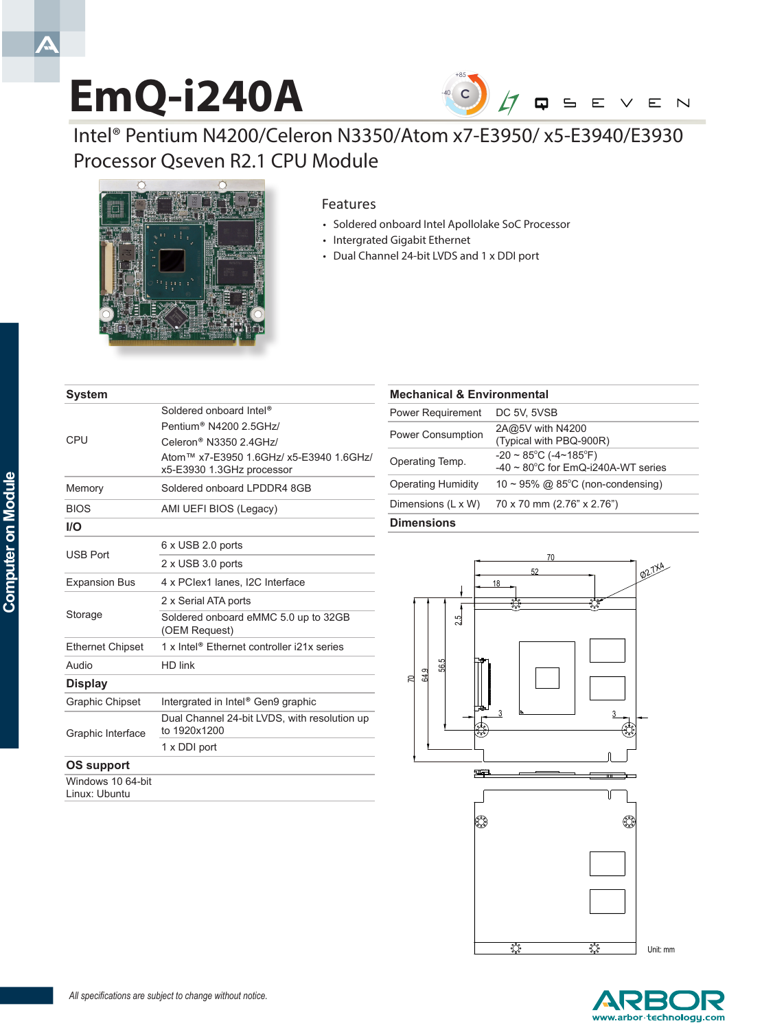# EmQ-i240A

## Intel® Pentium N4200/Celeron N3350/Atom x7-E3950/ x5-E3940/E3930 Processor Qseven R2.1 CPU Module

### Features

- Soldered onboard Intel Apollolake SoC Processor
- Intergrated Gigabit Ethernet
- Dual Channel 24-bit LVDS and 1 x DDI port

| **System** | |
|---|---|
| CPU | Soldered onboard Intel® Pentium® N4200 2.5GHz/ Celeron® N3350 2.4GHz/ Atom™ x7-E3950 1.6GHz/ x5-E3940 1.6GHz/ x5-E3930 1.3GHz processor |
| Memory | Soldered onboard LPDDR4 8GB |
| BIOS | AMI UEFI BIOS (Legacy) |
| **I/O** | |
| USB Port | 6 x USB 2.0 ports |
| | 2 x USB 3.0 ports |
| Expansion Bus | 4 x PCIex1 lanes, I2C Interface |
| Storage | 2 x Serial ATA ports |
| | Soldered onboard eMMC 5.0 up to 32GB (OEM Request) |
| Ethernet Chipset | 1 x Intel® Ethernet controller i21x series |
| Audio | HD link |
| **Display** | |
| Graphic Chipset | Intergrated in Intel® Gen9 graphic |
| Graphic Interface | Dual Channel 24-bit LVDS, with resolution up to 1920x1200 |
| | 1 x DDI port |
| **OS support** | |
| Windows 10 64-bit<br>Linux: Ubuntu | |

| **Mechanical & Environmental** | |
|---|---|
| Power Requirement | DC 5V, 5VSB |
| Power Consumption | 2A@5V with N4200 (Typical with PBQ-900R) |
| Operating Temp. | -20 ~ 85°C (-4~185°F)<br>-40 ~ 80°C for EmQ-i240A-WT series |
| Operating Humidity | 10 ~ 95% @ 85°C (non-condensing) |
| Dimensions (L x W) | 70 x 70 mm (2.76" x 2.76") |

### Dimensions

Unit: mm

*All specifications are subject to change without notice.*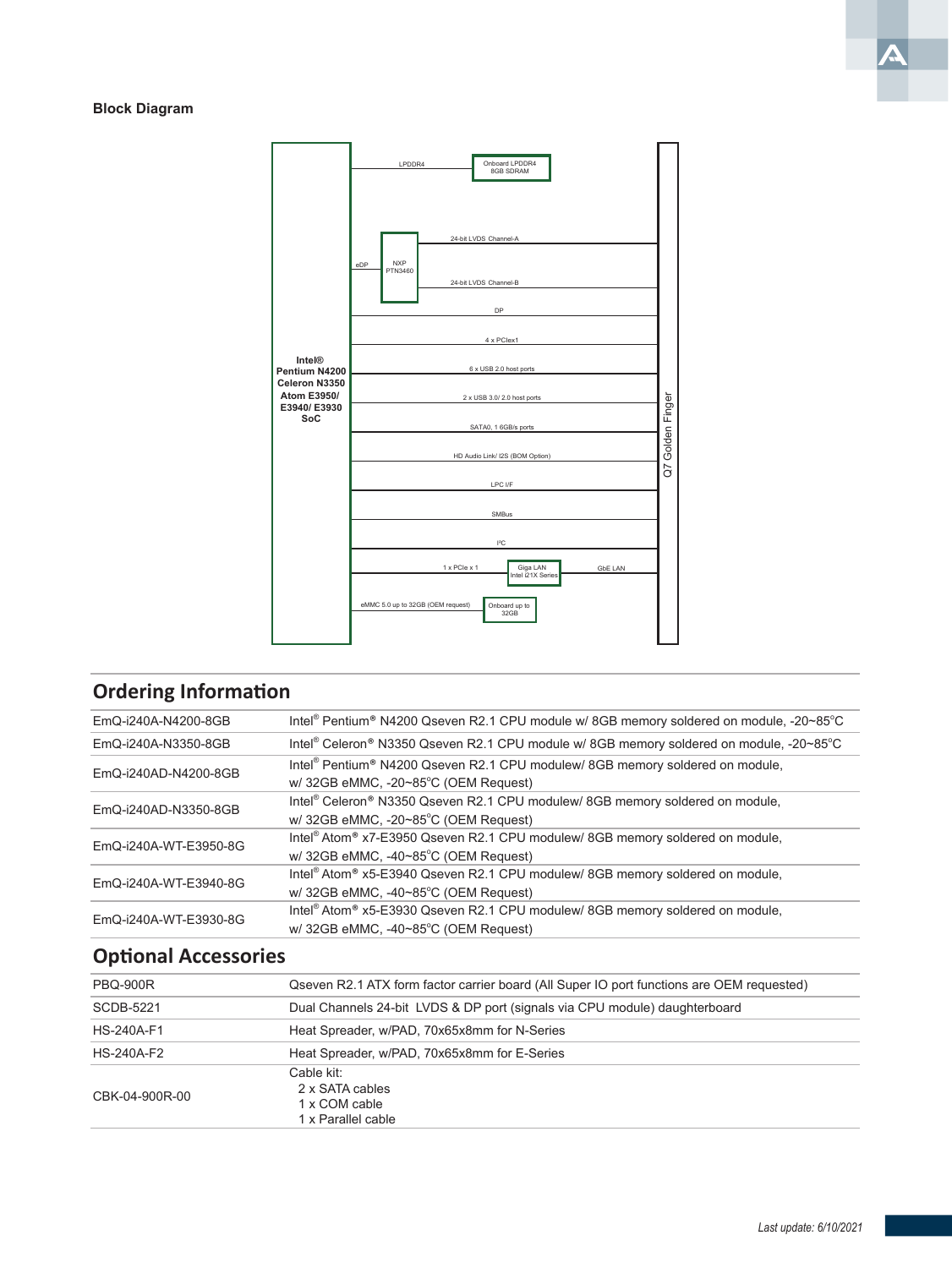**Block Diagram**

Intel®
Pentium N4200
Celeron N3350
Atom E3950/
E3940/ E3930
SoC

LPDDR4
Onboard LPDDR4
8GB SDRAM

eDP
NXP
PTN3460
24-bit LVDS Channel-A
24-bit LVDS Channel-B
DP
4 x PCIex1
6 x USB 2.0 host ports
2 x USB 3.0/ 2.0 host ports
SATA0, 1 6GB/s ports
HD Audio Link/ I2S (BOM Option)
LPC I/F
SMBus
I²C
1 x PCIe x 1
Giga LAN
Intel i21X Series
GbE LAN
eMMC 5.0 up to 32GB (OEM request)
Onboard up to
32GB

Q7 Golden Finger

## Ordering Information

| | |
|---|---|
| EmQ-i240A-N4200-8GB | Intel® Pentium® N4200 Qseven R2.1 CPU module w/ 8GB memory soldered on module, -20~85°C |
| EmQ-i240A-N3350-8GB | Intel® Celeron® N3350 Qseven R2.1 CPU module w/ 8GB memory soldered on module, -20~85°C |
| EmQ-i240AD-N4200-8GB | Intel® Pentium® N4200 Qseven R2.1 CPU modulew/ 8GB memory soldered on module, w/ 32GB eMMC, -20~85°C (OEM Request) |
| EmQ-i240AD-N3350-8GB | Intel® Celeron® N3350 Qseven R2.1 CPU modulew/ 8GB memory soldered on module, w/ 32GB eMMC, -20~85°C (OEM Request) |
| EmQ-i240A-WT-E3950-8G | Intel® Atom® x7-E3950 Qseven R2.1 CPU modulew/ 8GB memory soldered on module, w/ 32GB eMMC, -40~85°C (OEM Request) |
| EmQ-i240A-WT-E3940-8G | Intel® Atom® x5-E3940 Qseven R2.1 CPU modulew/ 8GB memory soldered on module, w/ 32GB eMMC, -40~85°C (OEM Request) |
| EmQ-i240A-WT-E3930-8G | Intel® Atom® x5-E3930 Qseven R2.1 CPU modulew/ 8GB memory soldered on module, w/ 32GB eMMC, -40~85°C (OEM Request) |

## Optional Accessories

| | |
|---|---|
| PBQ-900R | Qseven R2.1 ATX form factor carrier board (All Super IO port functions are OEM requested) |
| SCDB-5221 | Dual Channels 24-bit LVDS & DP port (signals via CPU module) daughterboard |
| HS-240A-F1 | Heat Spreader, w/PAD, 70x65x8mm for N-Series |
| HS-240A-F2 | Heat Spreader, w/PAD, 70x65x8mm for E-Series |
| CBK-04-900R-00 | Cable kit:<br>2 x SATA cables<br>1 x COM cable<br>1 x Parallel cable |

*Last update: 6/10/2021*